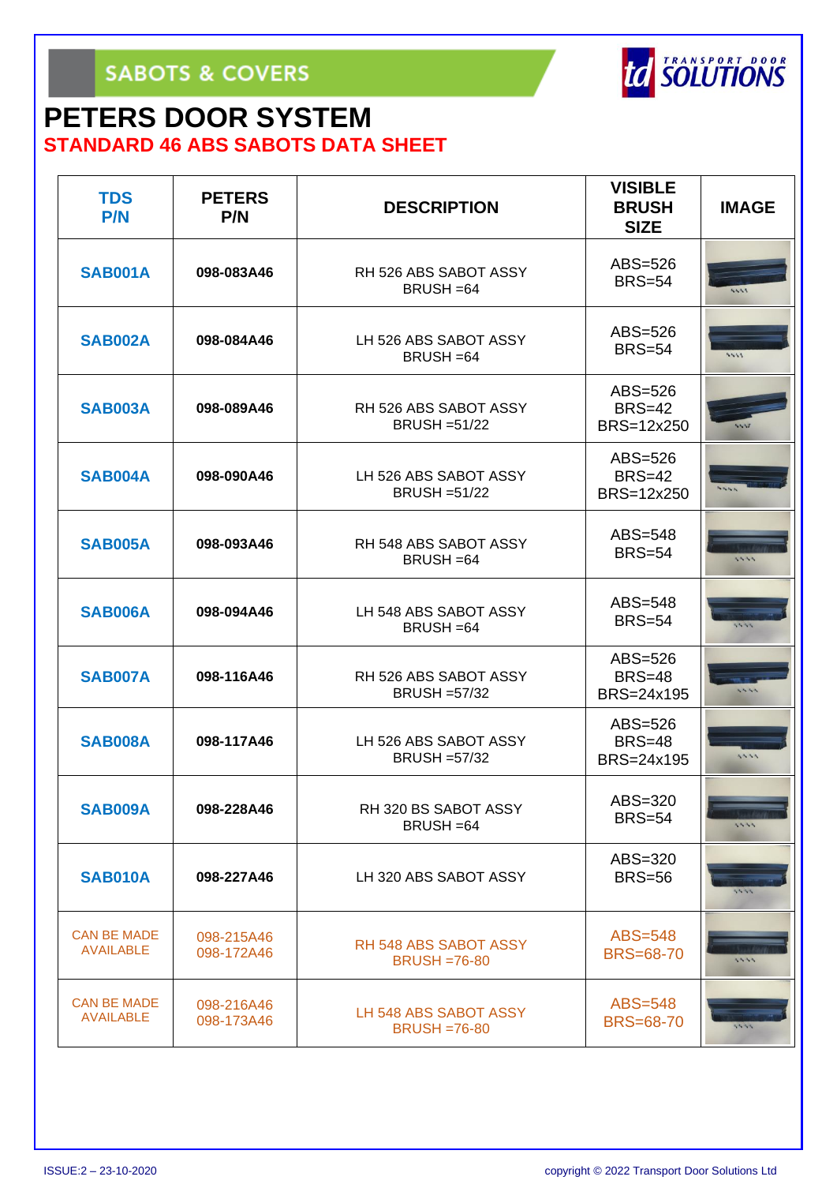SABOTS & COVERS

TRANSPORT DOOR SOLUTIONS

# PETERS DOOR SYSTEM

## STANDARD 46 ABS SABOTS DATA SHEET

| TDS P/N | PETERS P/N | DESCRIPTION | VISIBLE BRUSH SIZE | IMAGE |
|---|---|---|---|---|
| SAB001A | 098-083A46 | RH 526 ABS SABOT ASSY BRUSH =64 | ABS=526 BRS=54 | |
| SAB002A | 098-084A46 | LH 526 ABS SABOT ASSY BRUSH =64 | ABS=526 BRS=54 | |
| SAB003A | 098-089A46 | RH 526 ABS SABOT ASSY BRUSH =51/22 | ABS=526 BRS=42 BRS=12x250 | |
| SAB004A | 098-090A46 | LH 526 ABS SABOT ASSY BRUSH =51/22 | ABS=526 BRS=42 BRS=12x250 | |
| SAB005A | 098-093A46 | RH 548 ABS SABOT ASSY BRUSH =64 | ABS=548 BRS=54 | |
| SAB006A | 098-094A46 | LH 548 ABS SABOT ASSY BRUSH =64 | ABS=548 BRS=54 | |
| SAB007A | 098-116A46 | RH 526 ABS SABOT ASSY BRUSH =57/32 | ABS=526 BRS=48 BRS=24x195 | |
| SAB008A | 098-117A46 | LH 526 ABS SABOT ASSY BRUSH =57/32 | ABS=526 BRS=48 BRS=24x195 | |
| SAB009A | 098-228A46 | RH 320 BS SABOT ASSY BRUSH =64 | ABS=320 BRS=54 | |
| SAB010A | 098-227A46 | LH 320 ABS SABOT ASSY | ABS=320 BRS=56 | |
| CAN BE MADE AVAILABLE | 098-215A46 098-172A46 | RH 548 ABS SABOT ASSY BRUSH =76-80 | ABS=548 BRS=68-70 | |
| CAN BE MADE AVAILABLE | 098-216A46 098-173A46 | LH 548 ABS SABOT ASSY BRUSH =76-80 | ABS=548 BRS=68-70 | |

ISSUE:2 – 23-10-2020

copyright © 2022 Transport Door Solutions Ltd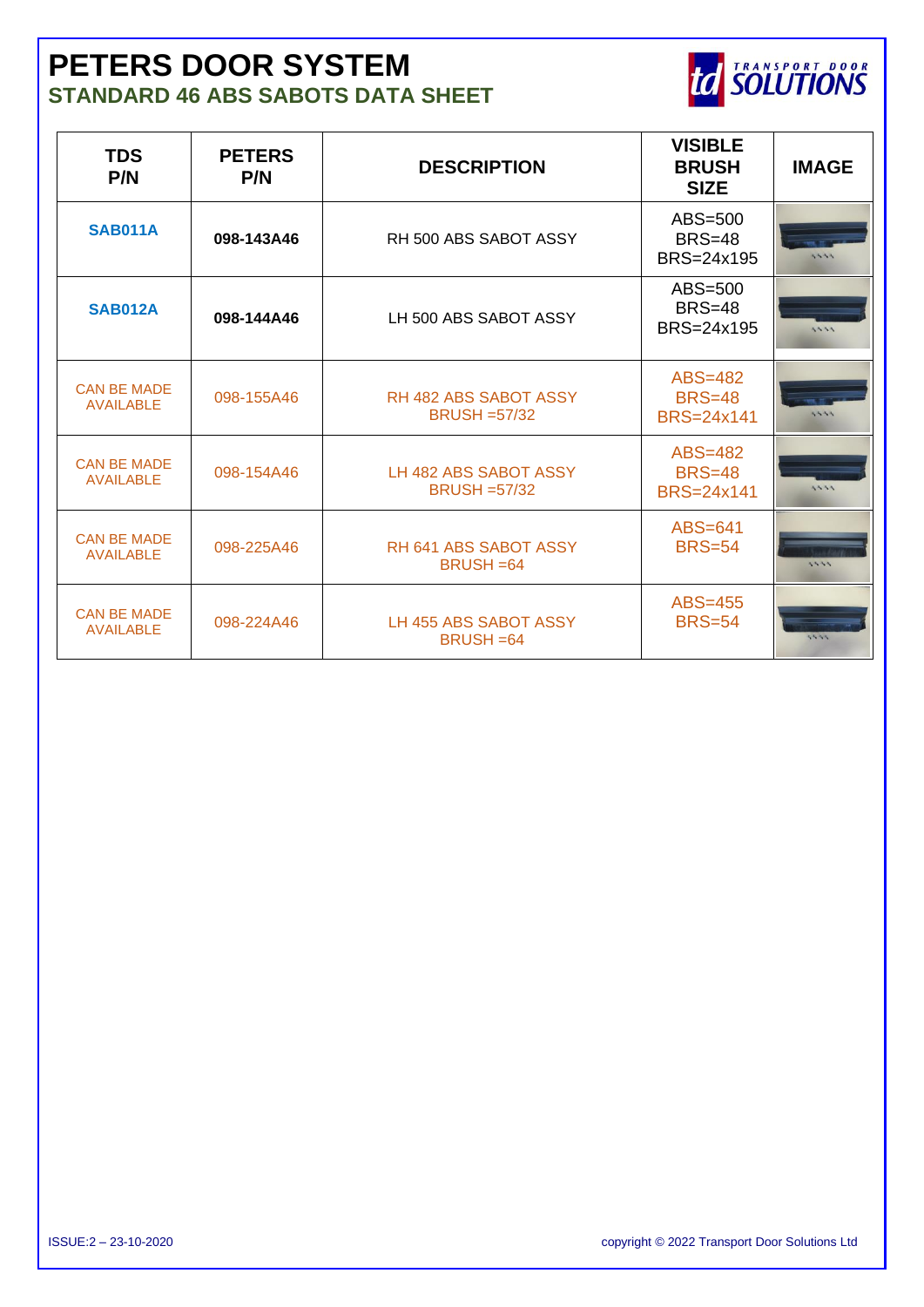# PETERS DOOR SYSTEM

## STANDARD 46 ABS SABOTS DATA SHEET

| TDS P/N | PETERS P/N | DESCRIPTION | VISIBLE BRUSH SIZE | IMAGE |
|---|---|---|---|---|
| SAB011A | 098-143A46 | RH 500 ABS SABOT ASSY | ABS=500<br>BRS=48<br>BRS=24x195 | |
| SAB012A | 098-144A46 | LH 500 ABS SABOT ASSY | ABS=500<br>BRS=48<br>BRS=24x195 | |
| CAN BE MADE AVAILABLE | 098-155A46 | RH 482 ABS SABOT ASSY<br>BRUSH =57/32 | ABS=482<br>BRS=48<br>BRS=24x141 | |
| CAN BE MADE AVAILABLE | 098-154A46 | LH 482 ABS SABOT ASSY<br>BRUSH =57/32 | ABS=482<br>BRS=48<br>BRS=24x141 | |
| CAN BE MADE AVAILABLE | 098-225A46 | RH 641 ABS SABOT ASSY<br>BRUSH =64 | ABS=641<br>BRS=54 | |
| CAN BE MADE AVAILABLE | 098-224A46 | LH 455 ABS SABOT ASSY<br>BRUSH =64 | ABS=455<br>BRS=54 | |

ISSUE:2 – 23-10-2020

copyright © 2022 Transport Door Solutions Ltd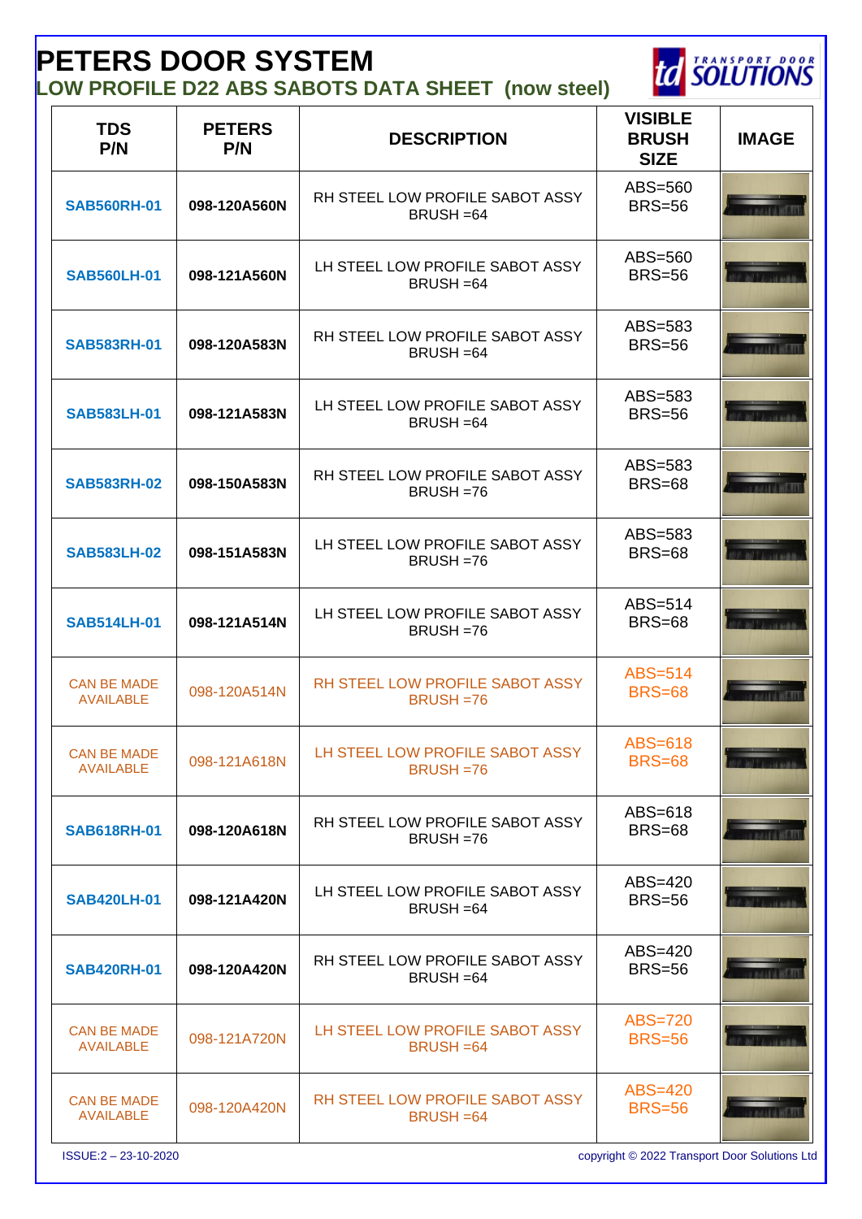# PETERS DOOR SYSTEM

## LOW PROFILE D22 ABS SABOTS DATA SHEET (now steel)

| TDS P/N | PETERS P/N | DESCRIPTION | VISIBLE BRUSH SIZE | IMAGE |
|---|---|---|---|---|
| SAB560RH-01 | 098-120A560N | RH STEEL LOW PROFILE SABOT ASSY BRUSH =64 | ABS=560 BRS=56 | |
| SAB560LH-01 | 098-121A560N | LH STEEL LOW PROFILE SABOT ASSY BRUSH =64 | ABS=560 BRS=56 | |
| SAB583RH-01 | 098-120A583N | RH STEEL LOW PROFILE SABOT ASSY BRUSH =64 | ABS=583 BRS=56 | |
| SAB583LH-01 | 098-121A583N | LH STEEL LOW PROFILE SABOT ASSY BRUSH =64 | ABS=583 BRS=56 | |
| SAB583RH-02 | 098-150A583N | RH STEEL LOW PROFILE SABOT ASSY BRUSH =76 | ABS=583 BRS=68 | |
| SAB583LH-02 | 098-151A583N | LH STEEL LOW PROFILE SABOT ASSY BRUSH =76 | ABS=583 BRS=68 | |
| SAB514LH-01 | 098-121A514N | LH STEEL LOW PROFILE SABOT ASSY BRUSH =76 | ABS=514 BRS=68 | |
| CAN BE MADE AVAILABLE | 098-120A514N | RH STEEL LOW PROFILE SABOT ASSY BRUSH =76 | ABS=514 BRS=68 | |
| CAN BE MADE AVAILABLE | 098-121A618N | LH STEEL LOW PROFILE SABOT ASSY BRUSH =76 | ABS=618 BRS=68 | |
| SAB618RH-01 | 098-120A618N | RH STEEL LOW PROFILE SABOT ASSY BRUSH =76 | ABS=618 BRS=68 | |
| SAB420LH-01 | 098-121A420N | LH STEEL LOW PROFILE SABOT ASSY BRUSH =64 | ABS=420 BRS=56 | |
| SAB420RH-01 | 098-120A420N | RH STEEL LOW PROFILE SABOT ASSY BRUSH =64 | ABS=420 BRS=56 | |
| CAN BE MADE AVAILABLE | 098-121A720N | LH STEEL LOW PROFILE SABOT ASSY BRUSH =64 | ABS=720 BRS=56 | |
| CAN BE MADE AVAILABLE | 098-120A420N | RH STEEL LOW PROFILE SABOT ASSY BRUSH =64 | ABS=420 BRS=56 | |

ISSUE:2 – 23-10-2020

copyright © 2022 Transport Door Solutions Ltd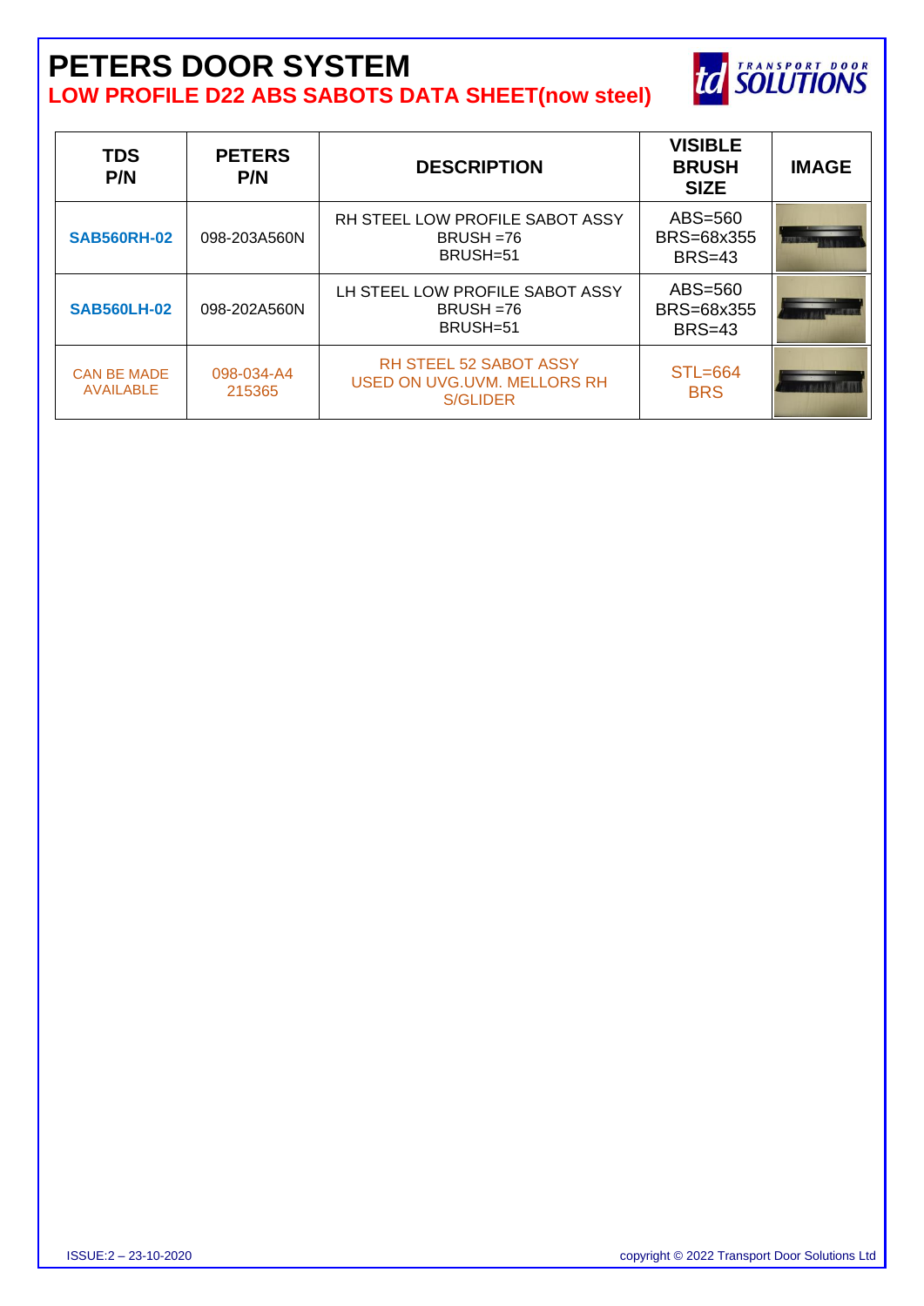# PETERS DOOR SYSTEM

## LOW PROFILE D22 ABS SABOTS DATA SHEET(now steel)

| TDS P/N | PETERS P/N | DESCRIPTION | VISIBLE BRUSH SIZE | IMAGE |
|---|---|---|---|---|
| **SAB560RH-02** | 098-203A560N | RH STEEL LOW PROFILE SABOT ASSY<br>BRUSH =76<br>BRUSH=51 | ABS=560<br>BRS=68x355<br>BRS=43 | |
| **SAB560LH-02** | 098-202A560N | LH STEEL LOW PROFILE SABOT ASSY<br>BRUSH =76<br>BRUSH=51 | ABS=560<br>BRS=68x355<br>BRS=43 | |
| CAN BE MADE AVAILABLE | 098-034-A4<br>215365 | RH STEEL 52 SABOT ASSY<br>USED ON UVG.UVM. MELLORS RH S/GLIDER | STL=664<br>BRS | |

ISSUE:2 – 23-10-2020

copyright © 2022 Transport Door Solutions Ltd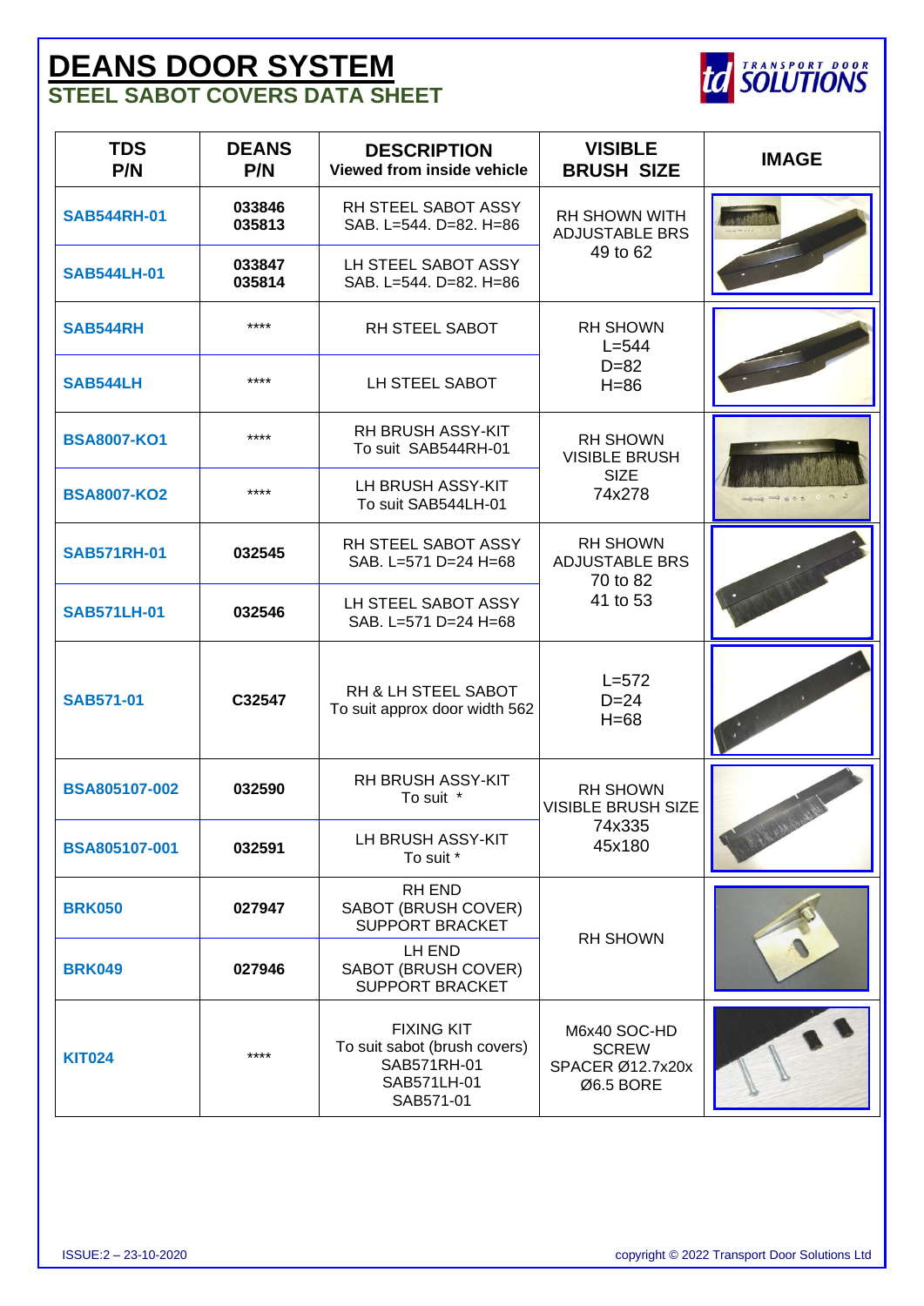# DEANS DOOR SYSTEM

## STEEL SABOT COVERS DATA SHEET

| TDS P/N | DEANS P/N | DESCRIPTION Viewed from inside vehicle | VISIBLE BRUSH SIZE | IMAGE |
|---|---|---|---|---|
| SAB544RH-01 | 033846 035813 | RH STEEL SABOT ASSY SAB. L=544. D=82. H=86 | RH SHOWN WITH ADJUSTABLE BRS 49 to 62 | |
| SAB544LH-01 | 033847 035814 | LH STEEL SABOT ASSY SAB. L=544. D=82. H=86 | | |
| SAB544RH | **** | RH STEEL SABOT | RH SHOWN L=544 D=82 H=86 | |
| SAB544LH | **** | LH STEEL SABOT | | |
| BSA8007-KO1 | **** | RH BRUSH ASSY-KIT To suit SAB544RH-01 | RH SHOWN VISIBLE BRUSH SIZE 74x278 | |
| BSA8007-KO2 | **** | LH BRUSH ASSY-KIT To suit SAB544LH-01 | | |
| SAB571RH-01 | 032545 | RH STEEL SABOT ASSY SAB. L=571 D=24 H=68 | RH SHOWN ADJUSTABLE BRS 70 to 82 41 to 53 | |
| SAB571LH-01 | 032546 | LH STEEL SABOT ASSY SAB. L=571 D=24 H=68 | | |
| SAB571-01 | C32547 | RH & LH STEEL SABOT To suit approx door width 562 | L=572 D=24 H=68 | |
| BSA805107-002 | 032590 | RH BRUSH ASSY-KIT To suit * | RH SHOWN VISIBLE BRUSH SIZE 74x335 45x180 | |
| BSA805107-001 | 032591 | LH BRUSH ASSY-KIT To suit * | | |
| BRK050 | 027947 | RH END SABOT (BRUSH COVER) SUPPORT BRACKET | RH SHOWN | |
| BRK049 | 027946 | LH END SABOT (BRUSH COVER) SUPPORT BRACKET | | |
| KIT024 | **** | FIXING KIT To suit sabot (brush covers) SAB571RH-01 SAB571LH-01 SAB571-01 | M6x40 SOC-HD SCREW SPACER Ø12.7x20x Ø6.5 BORE | |

ISSUE:2 – 23-10-2020

copyright © 2022 Transport Door Solutions Ltd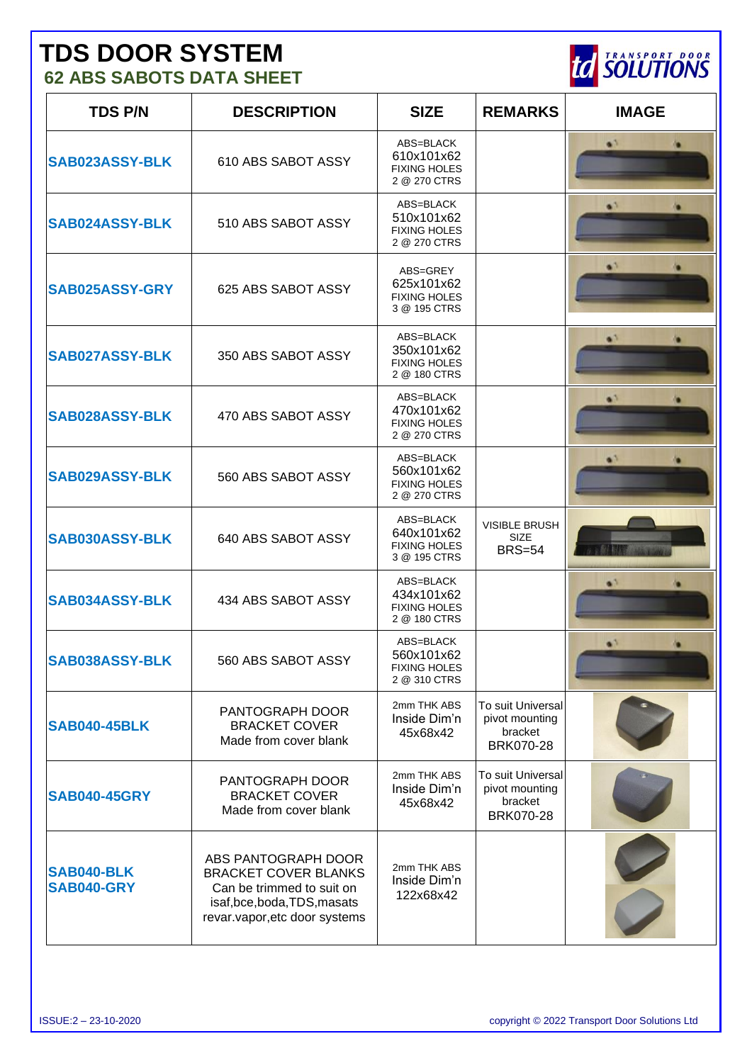# TDS DOOR SYSTEM

## 62 ABS SABOTS DATA SHEET

| TDS P/N | DESCRIPTION | SIZE | REMARKS | IMAGE |
|---|---|---|---|---|
| SAB023ASSY-BLK | 610 ABS SABOT ASSY | ABS=BLACK 610x101x62 FIXING HOLES 2 @ 270 CTRS | | |
| SAB024ASSY-BLK | 510 ABS SABOT ASSY | ABS=BLACK 510x101x62 FIXING HOLES 2 @ 270 CTRS | | |
| SAB025ASSY-GRY | 625 ABS SABOT ASSY | ABS=GREY 625x101x62 FIXING HOLES 3 @ 195 CTRS | | |
| SAB027ASSY-BLK | 350 ABS SABOT ASSY | ABS=BLACK 350x101x62 FIXING HOLES 2 @ 180 CTRS | | |
| SAB028ASSY-BLK | 470 ABS SABOT ASSY | ABS=BLACK 470x101x62 FIXING HOLES 2 @ 270 CTRS | | |
| SAB029ASSY-BLK | 560 ABS SABOT ASSY | ABS=BLACK 560x101x62 FIXING HOLES 2 @ 270 CTRS | | |
| SAB030ASSY-BLK | 640 ABS SABOT ASSY | ABS=BLACK 640x101x62 FIXING HOLES 3 @ 195 CTRS | VISIBLE BRUSH SIZE BRS=54 | |
| SAB034ASSY-BLK | 434 ABS SABOT ASSY | ABS=BLACK 434x101x62 FIXING HOLES 2 @ 180 CTRS | | |
| SAB038ASSY-BLK | 560 ABS SABOT ASSY | ABS=BLACK 560x101x62 FIXING HOLES 2 @ 310 CTRS | | |
| SAB040-45BLK | PANTOGRAPH DOOR BRACKET COVER Made from cover blank | 2mm THK ABS Inside Dim'n 45x68x42 | To suit Universal pivot mounting bracket BRK070-28 | |
| SAB040-45GRY | PANTOGRAPH DOOR BRACKET COVER Made from cover blank | 2mm THK ABS Inside Dim'n 45x68x42 | To suit Universal pivot mounting bracket BRK070-28 | |
| SAB040-BLK SAB040-GRY | ABS PANTOGRAPH DOOR BRACKET COVER BLANKS Can be trimmed to suit on isaf,bce,boda,TDS,masats revar.vapor,etc door systems | 2mm THK ABS Inside Dim'n 122x68x42 | | |

ISSUE:2 – 23-10-2020

copyright © 2022 Transport Door Solutions Ltd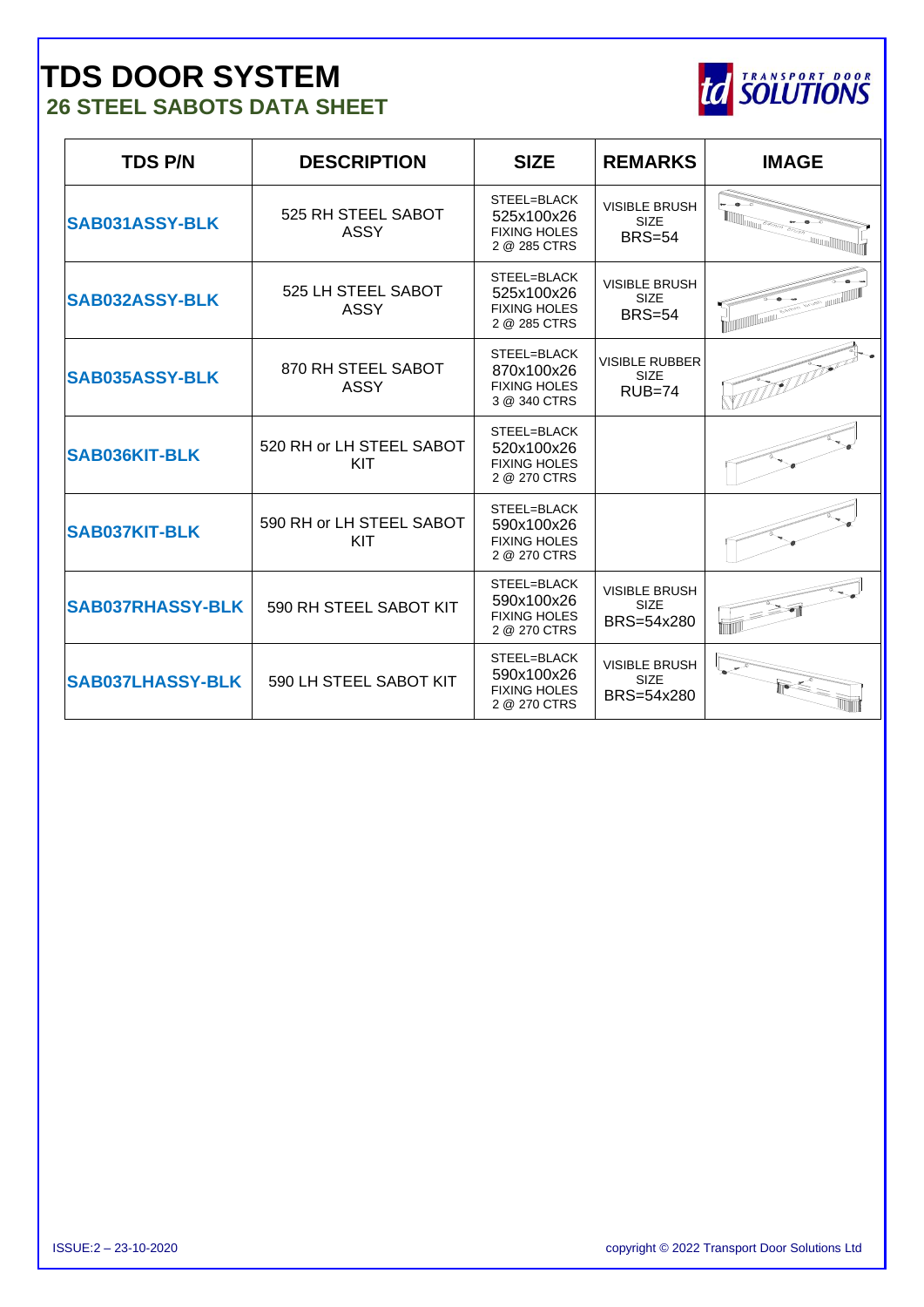# TDS DOOR SYSTEM

## 26 STEEL SABOTS DATA SHEET

| TDS P/N | DESCRIPTION | SIZE | REMARKS | IMAGE |
|---|---|---|---|---|
| SAB031ASSY-BLK | 525 RH STEEL SABOT ASSY | STEEL=BLACK 525x100x26 FIXING HOLES 2 @ 285 CTRS | VISIBLE BRUSH SIZE BRS=54 | |
| SAB032ASSY-BLK | 525 LH STEEL SABOT ASSY | STEEL=BLACK 525x100x26 FIXING HOLES 2 @ 285 CTRS | VISIBLE BRUSH SIZE BRS=54 | |
| SAB035ASSY-BLK | 870 RH STEEL SABOT ASSY | STEEL=BLACK 870x100x26 FIXING HOLES 3 @ 340 CTRS | VISIBLE RUBBER SIZE RUB=74 | |
| SAB036KIT-BLK | 520 RH or LH STEEL SABOT KIT | STEEL=BLACK 520x100x26 FIXING HOLES 2 @ 270 CTRS | | |
| SAB037KIT-BLK | 590 RH or LH STEEL SABOT KIT | STEEL=BLACK 590x100x26 FIXING HOLES 2 @ 270 CTRS | | |
| SAB037RHASSY-BLK | 590 RH STEEL SABOT KIT | STEEL=BLACK 590x100x26 FIXING HOLES 2 @ 270 CTRS | VISIBLE BRUSH SIZE BRS=54x280 | |
| SAB037LHASSY-BLK | 590 LH STEEL SABOT KIT | STEEL=BLACK 590x100x26 FIXING HOLES 2 @ 270 CTRS | VISIBLE BRUSH SIZE BRS=54x280 | |

ISSUE:2 – 23-10-2020

copyright © 2022 Transport Door Solutions Ltd